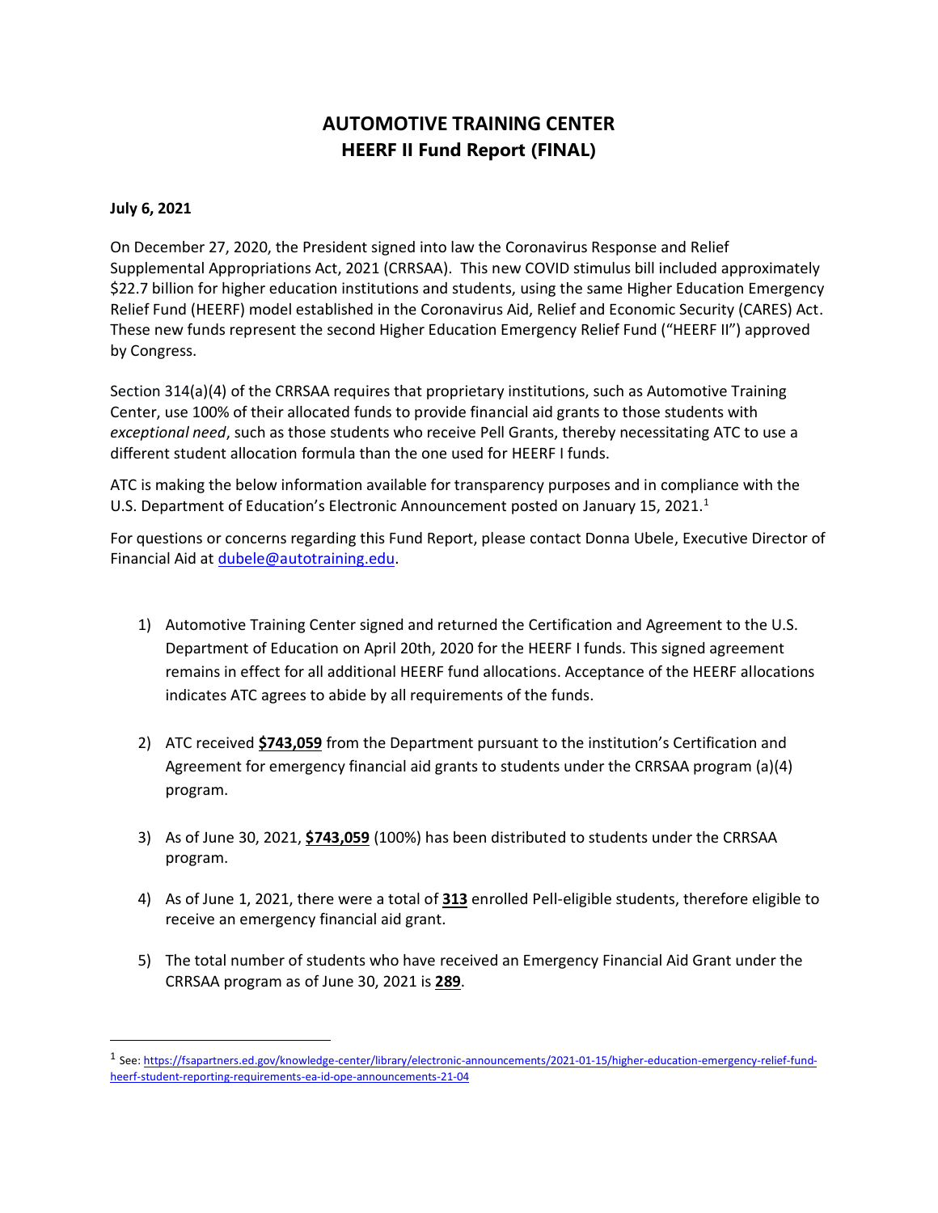# AUTOMOTIVE TRAINING CENTER
## HEERF II Fund Report (FINAL)

**July 6, 2021**

On December 27, 2020, the President signed into law the Coronavirus Response and Relief Supplemental Appropriations Act, 2021 (CRRSAA). This new COVID stimulus bill included approximately $22.7 billion for higher education institutions and students, using the same Higher Education Emergency Relief Fund (HEERF) model established in the Coronavirus Aid, Relief and Economic Security (CARES) Act. These new funds represent the second Higher Education Emergency Relief Fund ("HEERF II") approved by Congress.

Section 314(a)(4) of the CRRSAA requires that proprietary institutions, such as Automotive Training Center, use 100% of their allocated funds to provide financial aid grants to those students with *exceptional need*, such as those students who receive Pell Grants, thereby necessitating ATC to use a different student allocation formula than the one used for HEERF I funds.

ATC is making the below information available for transparency purposes and in compliance with the U.S. Department of Education's Electronic Announcement posted on January 15, 2021.[1]

For questions or concerns regarding this Fund Report, please contact Donna Ubele, Executive Director of Financial Aid at [dubele@autotraining.edu](mailto:dubele@autotraining.edu).

1) Automotive Training Center signed and returned the Certification and Agreement to the U.S. Department of Education on April 20th, 2020 for the HEERF I funds. This signed agreement remains in effect for all additional HEERF fund allocations. Acceptance of the HEERF allocations indicates ATC agrees to abide by all requirements of the funds.

2) ATC received **$743,059** from the Department pursuant to the institution's Certification and Agreement for emergency financial aid grants to students under the CRRSAA program (a)(4) program.

3) As of June 30, 2021, **$743,059** (100%) has been distributed to students under the CRRSAA program.

4) As of June 1, 2021, there were a total of **313** enrolled Pell-eligible students, therefore eligible to receive an emergency financial aid grant.

5) The total number of students who have received an Emergency Financial Aid Grant under the CRRSAA program as of June 30, 2021 is **289**.

---

[1] See: https://fsapartners.ed.gov/knowledge-center/library/electronic-announcements/2021-01-15/higher-education-emergency-relief-fund-heerf-student-reporting-requirements-ea-id-ope-announcements-21-04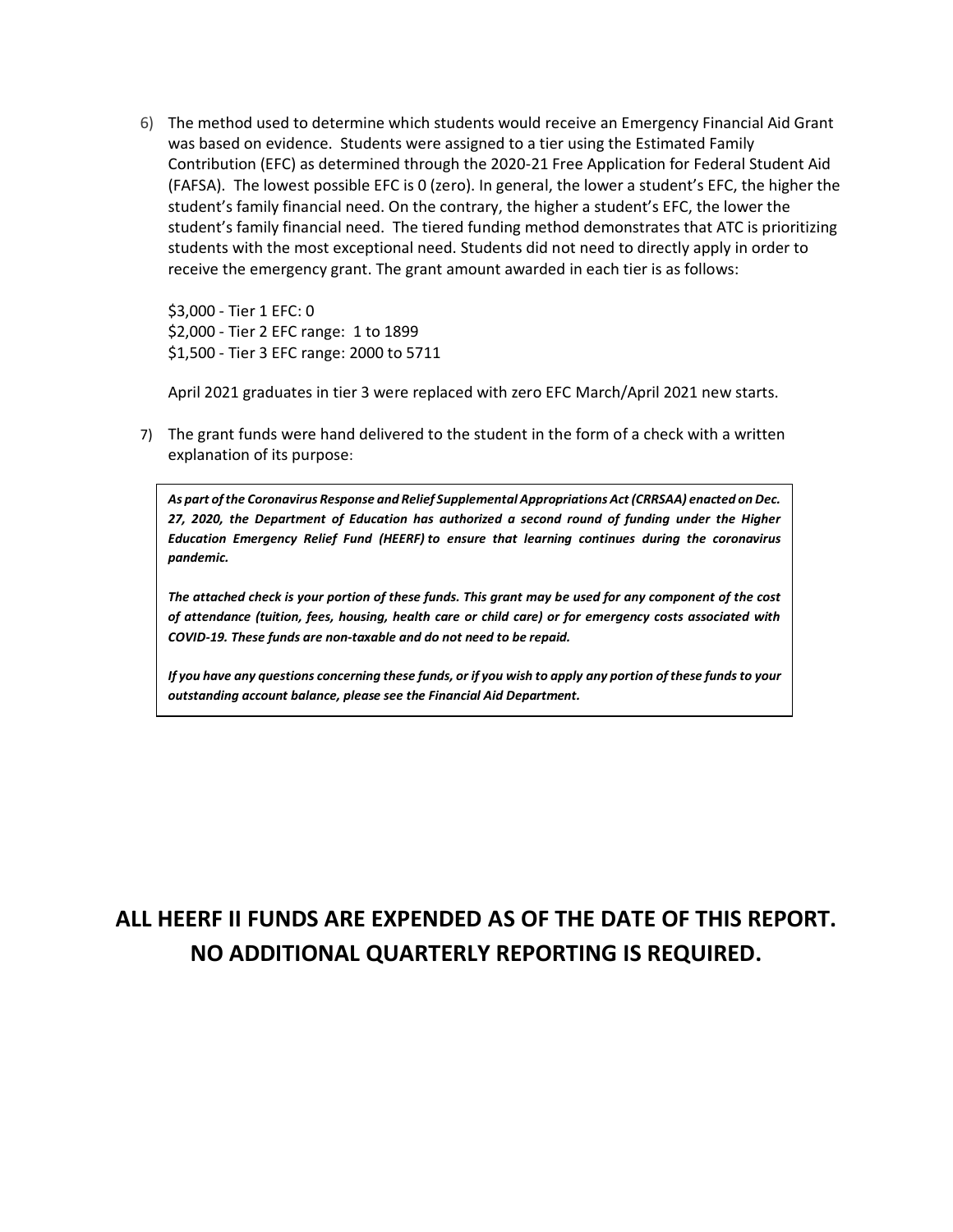6) The method used to determine which students would receive an Emergency Financial Aid Grant was based on evidence. Students were assigned to a tier using the Estimated Family Contribution (EFC) as determined through the 2020-21 Free Application for Federal Student Aid (FAFSA). The lowest possible EFC is 0 (zero). In general, the lower a student's EFC, the higher the student's family financial need. On the contrary, the higher a student's EFC, the lower the student's family financial need. The tiered funding method demonstrates that ATC is prioritizing students with the most exceptional need. Students did not need to directly apply in order to receive the emergency grant. The grant amount awarded in each tier is as follows:

   $3,000 - Tier 1 EFC: 0
   $2,000 - Tier 2 EFC range: 1 to 1899
   $1,500 - Tier 3 EFC range: 2000 to 5711

   April 2021 graduates in tier 3 were replaced with zero EFC March/April 2021 new starts.

7) The grant funds were hand delivered to the student in the form of a check with a written explanation of its purpose:

> ***As part of the Coronavirus Response and Relief Supplemental Appropriations Act (CRRSAA) enacted on Dec. 27, 2020, the Department of Education has authorized a second round of funding under the Higher Education Emergency Relief Fund (HEERF) to ensure that learning continues during the coronavirus pandemic.***
>
> ***The attached check is your portion of these funds. This grant may be used for any component of the cost of attendance (tuition, fees, housing, health care or child care) or for emergency costs associated with COVID-19. These funds are non-taxable and do not need to be repaid.***
>
> ***If you have any questions concerning these funds, or if you wish to apply any portion of these funds to your outstanding account balance, please see the Financial Aid Department.***

## ALL HEERF II FUNDS ARE EXPENDED AS OF THE DATE OF THIS REPORT. NO ADDITIONAL QUARTERLY REPORTING IS REQUIRED.